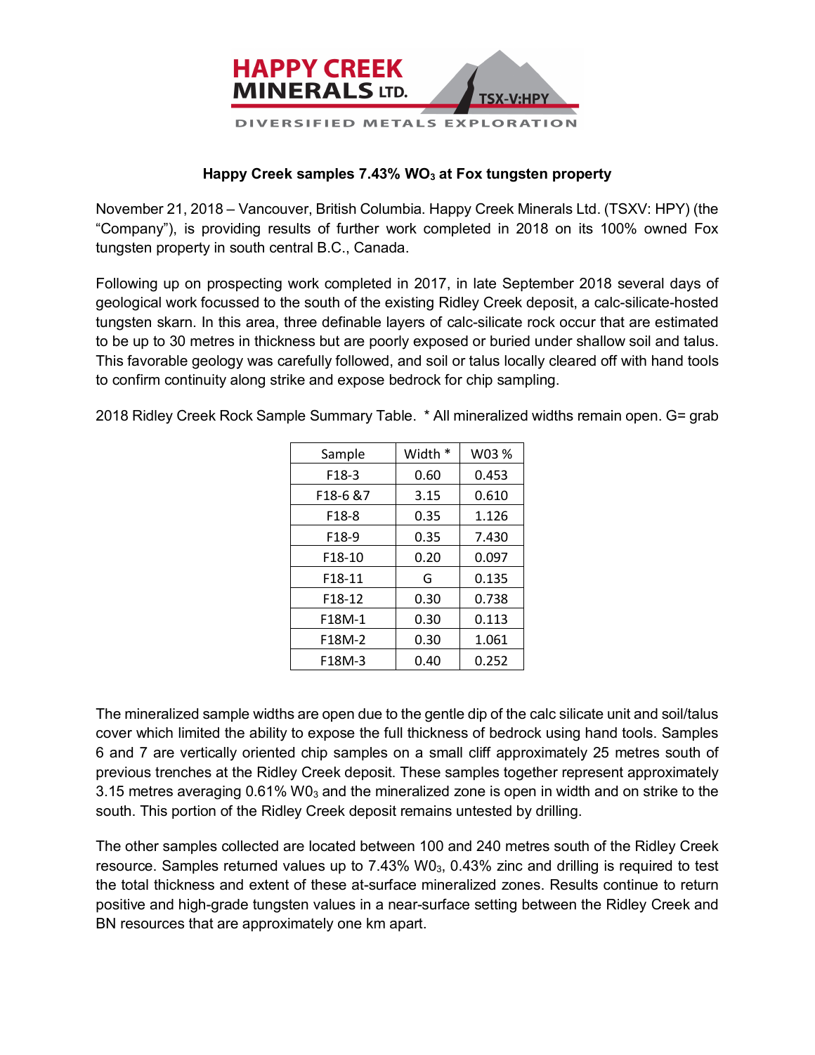**HAPPY CREEK MINERALS LTD.** TSX-V:HPY

DIVERSIFIED METALS EXPLORATION

# Happy Creek samples 7.43% $WO_3$ at Fox tungsten property

November 21, 2018 – Vancouver, British Columbia. Happy Creek Minerals Ltd. (TSXV: HPY) (the "Company"), is providing results of further work completed in 2018 on its 100% owned Fox tungsten property in south central B.C., Canada.

Following up on prospecting work completed in 2017, in late September 2018 several days of geological work focussed to the south of the existing Ridley Creek deposit, a calc-silicate-hosted tungsten skarn. In this area, three definable layers of calc-silicate rock occur that are estimated to be up to 30 metres in thickness but are poorly exposed or buried under shallow soil and talus. This favorable geology was carefully followed, and soil or talus locally cleared off with hand tools to confirm continuity along strike and expose bedrock for chip sampling.

2018 Ridley Creek Rock Sample Summary Table. * All mineralized widths remain open. G= grab

| Sample | Width * | W03 % |
|---|---|---|
| F18-3 | 0.60 | 0.453 |
| F18-6 &7 | 3.15 | 0.610 |
| F18-8 | 0.35 | 1.126 |
| F18-9 | 0.35 | 7.430 |
| F18-10 | 0.20 | 0.097 |
| F18-11 | G | 0.135 |
| F18-12 | 0.30 | 0.738 |
| F18M-1 | 0.30 | 0.113 |
| F18M-2 | 0.30 | 1.061 |
| F18M-3 | 0.40 | 0.252 |

The mineralized sample widths are open due to the gentle dip of the calc silicate unit and soil/talus cover which limited the ability to expose the full thickness of bedrock using hand tools. Samples 6 and 7 are vertically oriented chip samples on a small cliff approximately 25 metres south of previous trenches at the Ridley Creek deposit. These samples together represent approximately 3.15 metres averaging 0.61% $W0_3$ and the mineralized zone is open in width and on strike to the south. This portion of the Ridley Creek deposit remains untested by drilling.

The other samples collected are located between 100 and 240 metres south of the Ridley Creek resource. Samples returned values up to 7.43% $W0_3$, 0.43% zinc and drilling is required to test the total thickness and extent of these at-surface mineralized zones. Results continue to return positive and high-grade tungsten values in a near-surface setting between the Ridley Creek and BN resources that are approximately one km apart.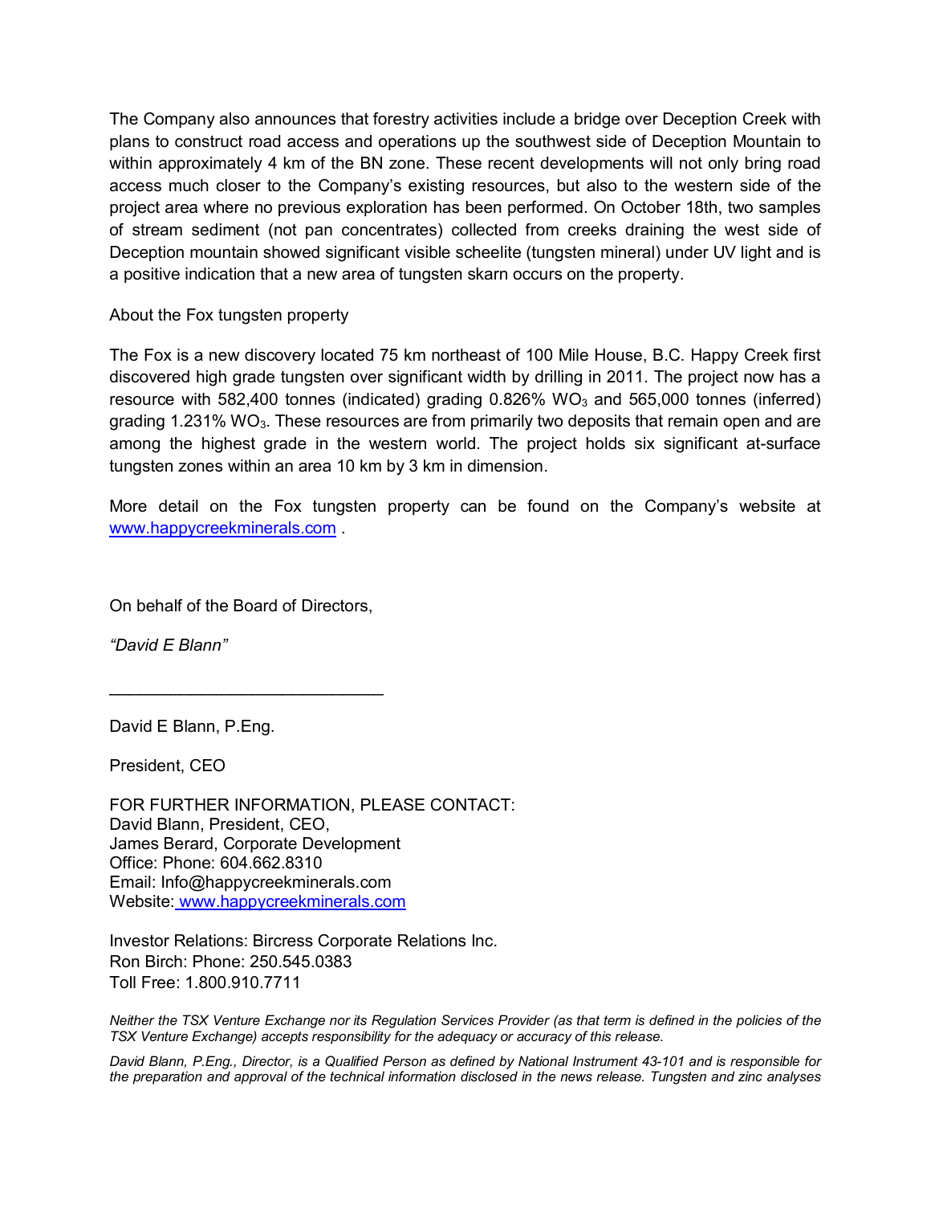The Company also announces that forestry activities include a bridge over Deception Creek with plans to construct road access and operations up the southwest side of Deception Mountain to within approximately 4 km of the BN zone. These recent developments will not only bring road access much closer to the Company's existing resources, but also to the western side of the project area where no previous exploration has been performed. On October 18th, two samples of stream sediment (not pan concentrates) collected from creeks draining the west side of Deception mountain showed significant visible scheelite (tungsten mineral) under UV light and is a positive indication that a new area of tungsten skarn occurs on the property.

About the Fox tungsten property

The Fox is a new discovery located 75 km northeast of 100 Mile House, B.C. Happy Creek first discovered high grade tungsten over significant width by drilling in 2011. The project now has a resource with 582,400 tonnes (indicated) grading 0.826% $WO_3$ and 565,000 tonnes (inferred) grading 1.231% $WO_3$. These resources are from primarily two deposits that remain open and are among the highest grade in the western world. The project holds six significant at-surface tungsten zones within an area 10 km by 3 km in dimension.

More detail on the Fox tungsten property can be found on the Company's website at [www.happycreekminerals.com](http://www.happycreekminerals.com) .

On behalf of the Board of Directors,

*"David E Blann"*

______________________________

David E Blann, P.Eng.

President, CEO

FOR FURTHER INFORMATION, PLEASE CONTACT:
David Blann, President, CEO,
James Berard, Corporate Development
Office: Phone: 604.662.8310
Email: Info@happycreekminerals.com
Website: [www.happycreekminerals.com](http://www.happycreekminerals.com)

Investor Relations: Bircress Corporate Relations Inc.
Ron Birch: Phone: 250.545.0383
Toll Free: 1.800.910.7711

*Neither the TSX Venture Exchange nor its Regulation Services Provider (as that term is defined in the policies of the TSX Venture Exchange) accepts responsibility for the adequacy or accuracy of this release.*

*David Blann, P.Eng., Director, is a Qualified Person as defined by National Instrument 43-101 and is responsible for the preparation and approval of the technical information disclosed in the news release. Tungsten and zinc analyses*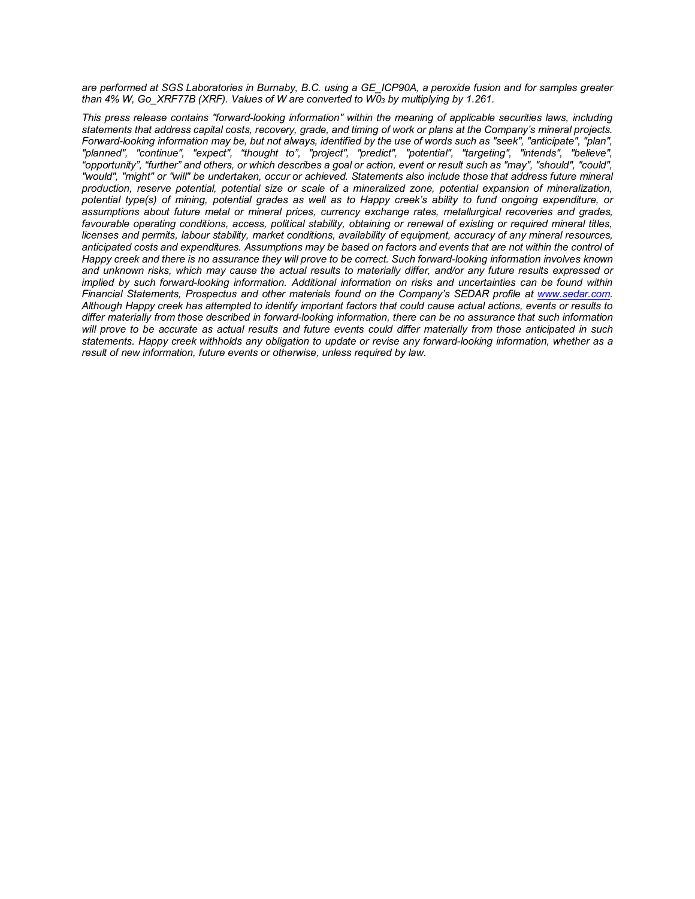*are performed at SGS Laboratories in Burnaby, B.C. using a GE_ICP90A, a peroxide fusion and for samples greater than 4% W, Go_XRF77B (XRF). Values of W are converted to $W0_3$ by multiplying by 1.261.*

*This press release contains "forward-looking information" within the meaning of applicable securities laws, including statements that address capital costs, recovery, grade, and timing of work or plans at the Company's mineral projects. Forward-looking information may be, but not always, identified by the use of words such as "seek", "anticipate", "plan", "planned", "continue", "expect", "thought to", "project", "predict", "potential", "targeting", "intends", "believe", "opportunity", "further" and others, or which describes a goal or action, event or result such as "may", "should", "could", "would", "might" or "will" be undertaken, occur or achieved. Statements also include those that address future mineral production, reserve potential, potential size or scale of a mineralized zone, potential expansion of mineralization, potential type(s) of mining, potential grades as well as to Happy creek's ability to fund ongoing expenditure, or assumptions about future metal or mineral prices, currency exchange rates, metallurgical recoveries and grades, favourable operating conditions, access, political stability, obtaining or renewal of existing or required mineral titles, licenses and permits, labour stability, market conditions, availability of equipment, accuracy of any mineral resources, anticipated costs and expenditures. Assumptions may be based on factors and events that are not within the control of Happy creek and there is no assurance they will prove to be correct. Such forward-looking information involves known and unknown risks, which may cause the actual results to materially differ, and/or any future results expressed or implied by such forward-looking information. Additional information on risks and uncertainties can be found within Financial Statements, Prospectus and other materials found on the Company's SEDAR profile at www.sedar.com. Although Happy creek has attempted to identify important factors that could cause actual actions, events or results to differ materially from those described in forward-looking information, there can be no assurance that such information will prove to be accurate as actual results and future events could differ materially from those anticipated in such statements. Happy creek withholds any obligation to update or revise any forward-looking information, whether as a result of new information, future events or otherwise, unless required by law.*